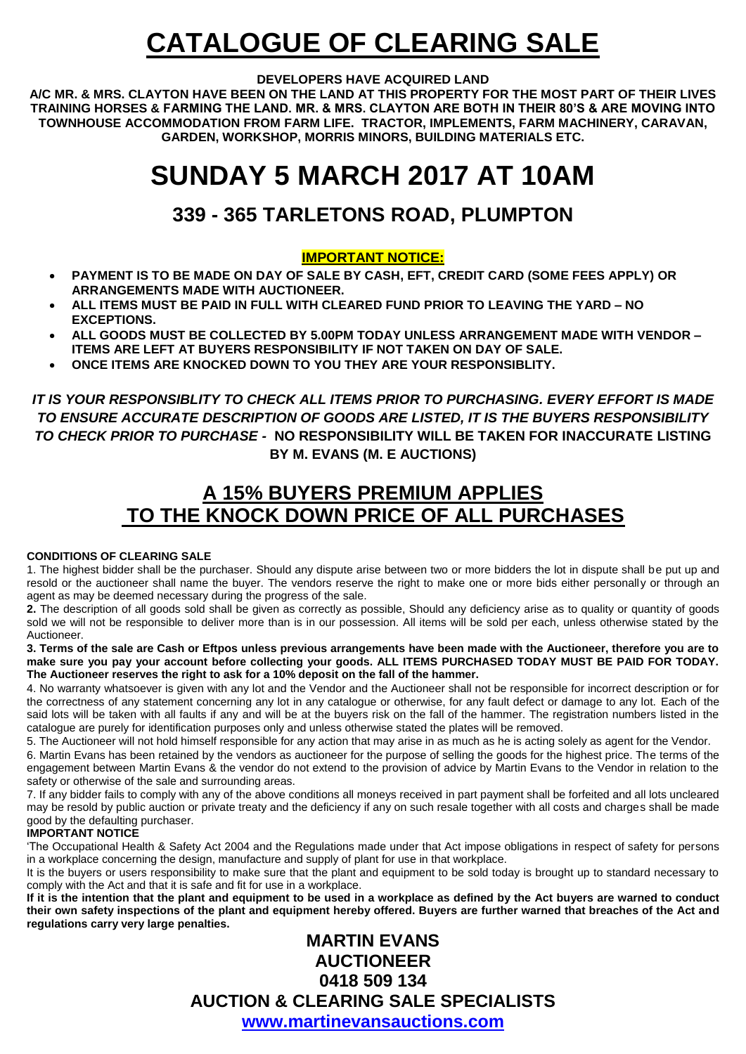# CATALOGUE OF CLEARING SALE

**DEVELOPERS HAVE ACQUIRED LAND**

**A/C MR. & MRS. CLAYTON HAVE BEEN ON THE LAND AT THIS PROPERTY FOR THE MOST PART OF THEIR LIVES TRAINING HORSES & FARMING THE LAND. MR. & MRS. CLAYTON ARE BOTH IN THEIR 80'S & ARE MOVING INTO TOWNHOUSE ACCOMMODATION FROM FARM LIFE. TRACTOR, IMPLEMENTS, FARM MACHINERY, CARAVAN, GARDEN, WORKSHOP, MORRIS MINORS, BUILDING MATERIALS ETC.**

# SUNDAY 5 MARCH 2017 AT 10AM

## 339 - 365 TARLETONS ROAD, PLUMPTON

**IMPORTANT NOTICE:**

- **PAYMENT IS TO BE MADE ON DAY OF SALE BY CASH, EFT, CREDIT CARD (SOME FEES APPLY) OR ARRANGEMENTS MADE WITH AUCTIONEER.**
- **ALL ITEMS MUST BE PAID IN FULL WITH CLEARED FUND PRIOR TO LEAVING THE YARD – NO EXCEPTIONS.**
- **ALL GOODS MUST BE COLLECTED BY 5.00PM TODAY UNLESS ARRANGEMENT MADE WITH VENDOR – ITEMS ARE LEFT AT BUYERS RESPONSIBILITY IF NOT TAKEN ON DAY OF SALE.**
- **ONCE ITEMS ARE KNOCKED DOWN TO YOU THEY ARE YOUR RESPONSIBLITY.**

***IT IS YOUR RESPONSIBLITY TO CHECK ALL ITEMS PRIOR TO PURCHASING. EVERY EFFORT IS MADE TO ENSURE ACCURATE DESCRIPTION OF GOODS ARE LISTED, IT IS THE BUYERS RESPONSIBILITY TO CHECK PRIOR TO PURCHASE -*** **NO RESPONSIBILITY WILL BE TAKEN FOR INACCURATE LISTING BY M. EVANS (M. E AUCTIONS)**

## A 15% BUYERS PREMIUM APPLIES TO THE KNOCK DOWN PRICE OF ALL PURCHASES

**CONDITIONS OF CLEARING SALE**

1. The highest bidder shall be the purchaser. Should any dispute arise between two or more bidders the lot in dispute shall be put up and resold or the auctioneer shall name the buyer. The vendors reserve the right to make one or more bids either personally or through an agent as may be deemed necessary during the progress of the sale.

**2.** The description of all goods sold shall be given as correctly as possible, Should any deficiency arise as to quality or quantity of goods sold we will not be responsible to deliver more than is in our possession. All items will be sold per each, unless otherwise stated by the Auctioneer.

**3. Terms of the sale are Cash or Eftpos unless previous arrangements have been made with the Auctioneer, therefore you are to make sure you pay your account before collecting your goods. ALL ITEMS PURCHASED TODAY MUST BE PAID FOR TODAY. The Auctioneer reserves the right to ask for a 10% deposit on the fall of the hammer.**

4. No warranty whatsoever is given with any lot and the Vendor and the Auctioneer shall not be responsible for incorrect description or for the correctness of any statement concerning any lot in any catalogue or otherwise, for any fault defect or damage to any lot. Each of the said lots will be taken with all faults if any and will be at the buyers risk on the fall of the hammer. The registration numbers listed in the catalogue are purely for identification purposes only and unless otherwise stated the plates will be removed.

5. The Auctioneer will not hold himself responsible for any action that may arise in as much as he is acting solely as agent for the Vendor.

6. Martin Evans has been retained by the vendors as auctioneer for the purpose of selling the goods for the highest price. The terms of the engagement between Martin Evans & the vendor do not extend to the provision of advice by Martin Evans to the Vendor in relation to the safety or otherwise of the sale and surrounding areas.

7. If any bidder fails to comply with any of the above conditions all moneys received in part payment shall be forfeited and all lots uncleared may be resold by public auction or private treaty and the deficiency if any on such resale together with all costs and charges shall be made good by the defaulting purchaser.

**IMPORTANT NOTICE**

'The Occupational Health & Safety Act 2004 and the Regulations made under that Act impose obligations in respect of safety for persons in a workplace concerning the design, manufacture and supply of plant for use in that workplace.

It is the buyers or users responsibility to make sure that the plant and equipment to be sold today is brought up to standard necessary to comply with the Act and that it is safe and fit for use in a workplace.

**If it is the intention that the plant and equipment to be used in a workplace as defined by the Act buyers are warned to conduct their own safety inspections of the plant and equipment hereby offered. Buyers are further warned that breaches of the Act and regulations carry very large penalties.**

**MARTIN EVANS**
**AUCTIONEER**
**0418 509 134**
**AUCTION & CLEARING SALE SPECIALISTS**
**www.martinevansauctions.com**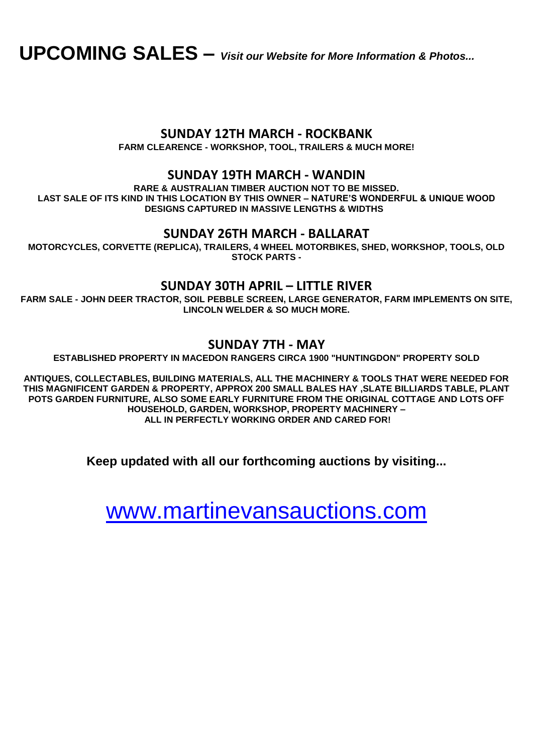# UPCOMING SALES – *Visit our Website for More Information & Photos...*

## SUNDAY 12TH MARCH - ROCKBANK

**FARM CLEARENCE - WORKSHOP, TOOL, TRAILERS & MUCH MORE!**

## SUNDAY 19TH MARCH - WANDIN

**RARE & AUSTRALIAN TIMBER AUCTION NOT TO BE MISSED.**
**LAST SALE OF ITS KIND IN THIS LOCATION BY THIS OWNER – NATURE'S WONDERFUL & UNIQUE WOOD DESIGNS CAPTURED IN MASSIVE LENGTHS & WIDTHS**

## SUNDAY 26TH MARCH - BALLARAT

**MOTORCYCLES, CORVETTE (REPLICA), TRAILERS, 4 WHEEL MOTORBIKES, SHED, WORKSHOP, TOOLS, OLD STOCK PARTS -**

## SUNDAY 30TH APRIL – LITTLE RIVER

**FARM SALE - JOHN DEER TRACTOR, SOIL PEBBLE SCREEN, LARGE GENERATOR, FARM IMPLEMENTS ON SITE, LINCOLN WELDER & SO MUCH MORE.**

## SUNDAY 7TH - MAY

**ESTABLISHED PROPERTY IN MACEDON RANGERS CIRCA 1900 "HUNTINGDON" PROPERTY SOLD**

**ANTIQUES, COLLECTABLES, BUILDING MATERIALS, ALL THE MACHINERY & TOOLS THAT WERE NEEDED FOR THIS MAGNIFICENT GARDEN & PROPERTY, APPROX 200 SMALL BALES HAY ,SLATE BILLIARDS TABLE, PLANT POTS GARDEN FURNITURE, ALSO SOME EARLY FURNITURE FROM THE ORIGINAL COTTAGE AND LOTS OFF HOUSEHOLD, GARDEN, WORKSHOP, PROPERTY MACHINERY –**
**ALL IN PERFECTLY WORKING ORDER AND CARED FOR!**

**Keep updated with all our forthcoming auctions by visiting...**

[www.martinevansauctions.com](http://www.martinevansauctions.com)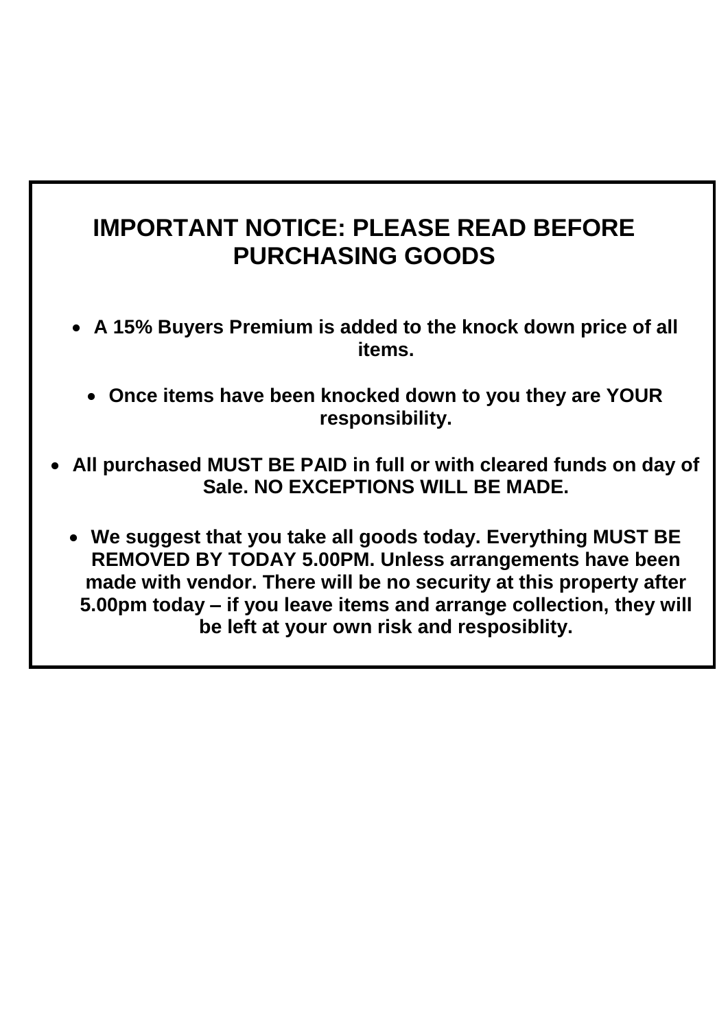# IMPORTANT NOTICE: PLEASE READ BEFORE PURCHASING GOODS

- **A 15% Buyers Premium is added to the knock down price of all items.**
- **Once items have been knocked down to you they are YOUR responsibility.**
- **All purchased MUST BE PAID in full or with cleared funds on day of Sale. NO EXCEPTIONS WILL BE MADE.**
- **We suggest that you take all goods today. Everything MUST BE REMOVED BY TODAY 5.00PM. Unless arrangements have been made with vendor. There will be no security at this property after 5.00pm today – if you leave items and arrange collection, they will be left at your own risk and resposiblity.**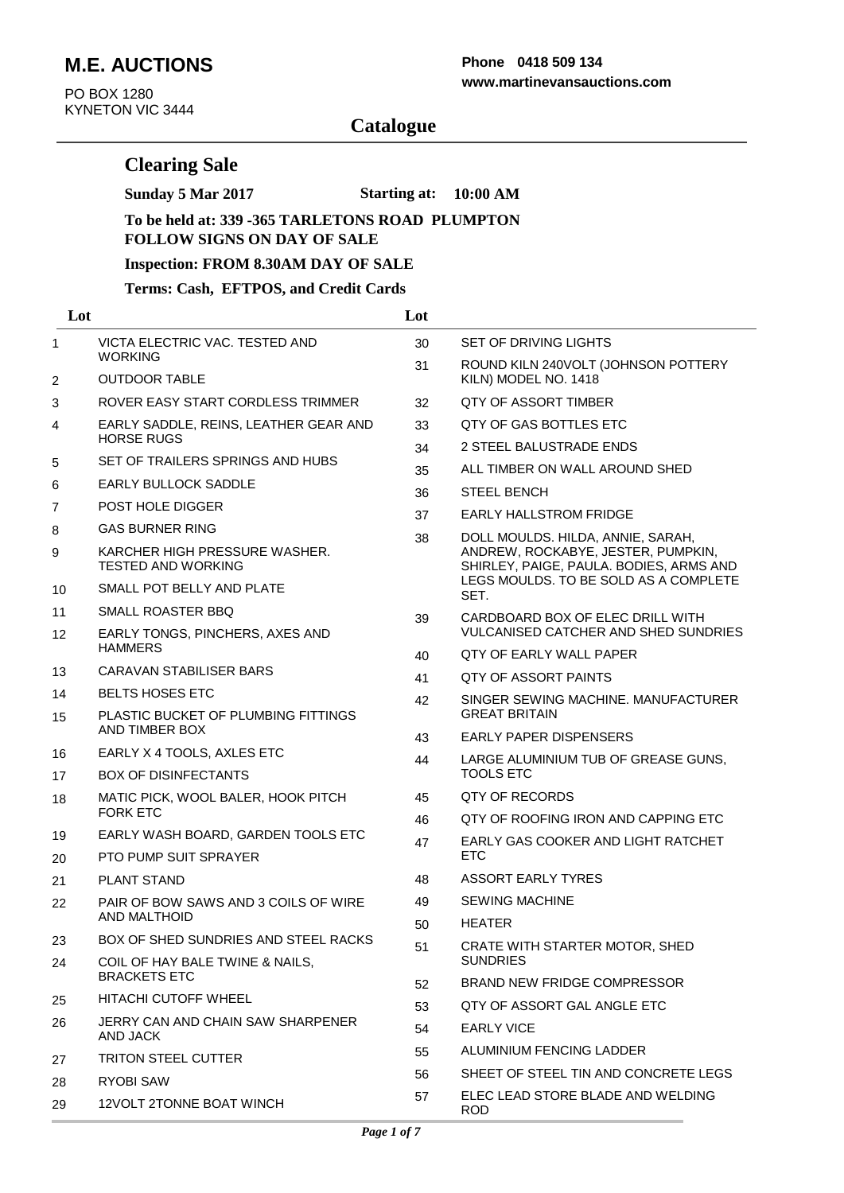# M.E. AUCTIONS

PO BOX 1280
KYNETON VIC 3444

**Phone 0418 509 134**
**www.martinevansauctions.com**

## Catalogue

## Clearing Sale

**Sunday 5 Mar 2017** **Starting at: 10:00 AM**

**To be held at: 339 -365 TARLETONS ROAD PLUMPTON FOLLOW SIGNS ON DAY OF SALE**

**Inspection: FROM 8.30AM DAY OF SALE**

**Terms: Cash, EFTPOS, and Credit Cards**

| Lot | |
|---|---|
| 1 | VICTA ELECTRIC VAC. TESTED AND WORKING |
| 2 | OUTDOOR TABLE |
| 3 | ROVER EASY START CORDLESS TRIMMER |
| 4 | EARLY SADDLE, REINS, LEATHER GEAR AND HORSE RUGS |
| 5 | SET OF TRAILERS SPRINGS AND HUBS |
| 6 | EARLY BULLOCK SADDLE |
| 7 | POST HOLE DIGGER |
| 8 | GAS BURNER RING |
| 9 | KARCHER HIGH PRESSURE WASHER. TESTED AND WORKING |
| 10 | SMALL POT BELLY AND PLATE |
| 11 | SMALL ROASTER BBQ |
| 12 | EARLY TONGS, PINCHERS, AXES AND HAMMERS |
| 13 | CARAVAN STABILISER BARS |
| 14 | BELTS HOSES ETC |
| 15 | PLASTIC BUCKET OF PLUMBING FITTINGS AND TIMBER BOX |
| 16 | EARLY X 4 TOOLS, AXLES ETC |
| 17 | BOX OF DISINFECTANTS |
| 18 | MATIC PICK, WOOL BALER, HOOK PITCH FORK ETC |
| 19 | EARLY WASH BOARD, GARDEN TOOLS ETC |
| 20 | PTO PUMP SUIT SPRAYER |
| 21 | PLANT STAND |
| 22 | PAIR OF BOW SAWS AND 3 COILS OF WIRE AND MALTHOID |
| 23 | BOX OF SHED SUNDRIES AND STEEL RACKS |
| 24 | COIL OF HAY BALE TWINE & NAILS, BRACKETS ETC |
| 25 | HITACHI CUTOFF WHEEL |
| 26 | JERRY CAN AND CHAIN SAW SHARPENER AND JACK |
| 27 | TRITON STEEL CUTTER |
| 28 | RYOBI SAW |
| 29 | 12VOLT 2TONNE BOAT WINCH |
| 30 | SET OF DRIVING LIGHTS |
| 31 | ROUND KILN 240VOLT (JOHNSON POTTERY KILN) MODEL NO. 1418 |
| 32 | QTY OF ASSORT TIMBER |
| 33 | QTY OF GAS BOTTLES ETC |
| 34 | 2 STEEL BALUSTRADE ENDS |
| 35 | ALL TIMBER ON WALL AROUND SHED |
| 36 | STEEL BENCH |
| 37 | EARLY HALLSTROM FRIDGE |
| 38 | DOLL MOULDS. HILDA, ANNIE, SARAH, ANDREW, ROCKABYE, JESTER, PUMPKIN, SHIRLEY, PAIGE, PAULA. BODIES, ARMS AND LEGS MOULDS. TO BE SOLD AS A COMPLETE SET. |
| 39 | CARDBOARD BOX OF ELEC DRILL WITH VULCANISED CATCHER AND SHED SUNDRIES |
| 40 | QTY OF EARLY WALL PAPER |
| 41 | QTY OF ASSORT PAINTS |
| 42 | SINGER SEWING MACHINE. MANUFACTURER GREAT BRITAIN |
| 43 | EARLY PAPER DISPENSERS |
| 44 | LARGE ALUMINIUM TUB OF GREASE GUNS, TOOLS ETC |
| 45 | QTY OF RECORDS |
| 46 | QTY OF ROOFING IRON AND CAPPING ETC |
| 47 | EARLY GAS COOKER AND LIGHT RATCHET ETC |
| 48 | ASSORT EARLY TYRES |
| 49 | SEWING MACHINE |
| 50 | HEATER |
| 51 | CRATE WITH STARTER MOTOR, SHED SUNDRIES |
| 52 | BRAND NEW FRIDGE COMPRESSOR |
| 53 | QTY OF ASSORT GAL ANGLE ETC |
| 54 | EARLY VICE |
| 55 | ALUMINIUM FENCING LADDER |
| 56 | SHEET OF STEEL TIN AND CONCRETE LEGS |
| 57 | ELEC LEAD STORE BLADE AND WELDING ROD |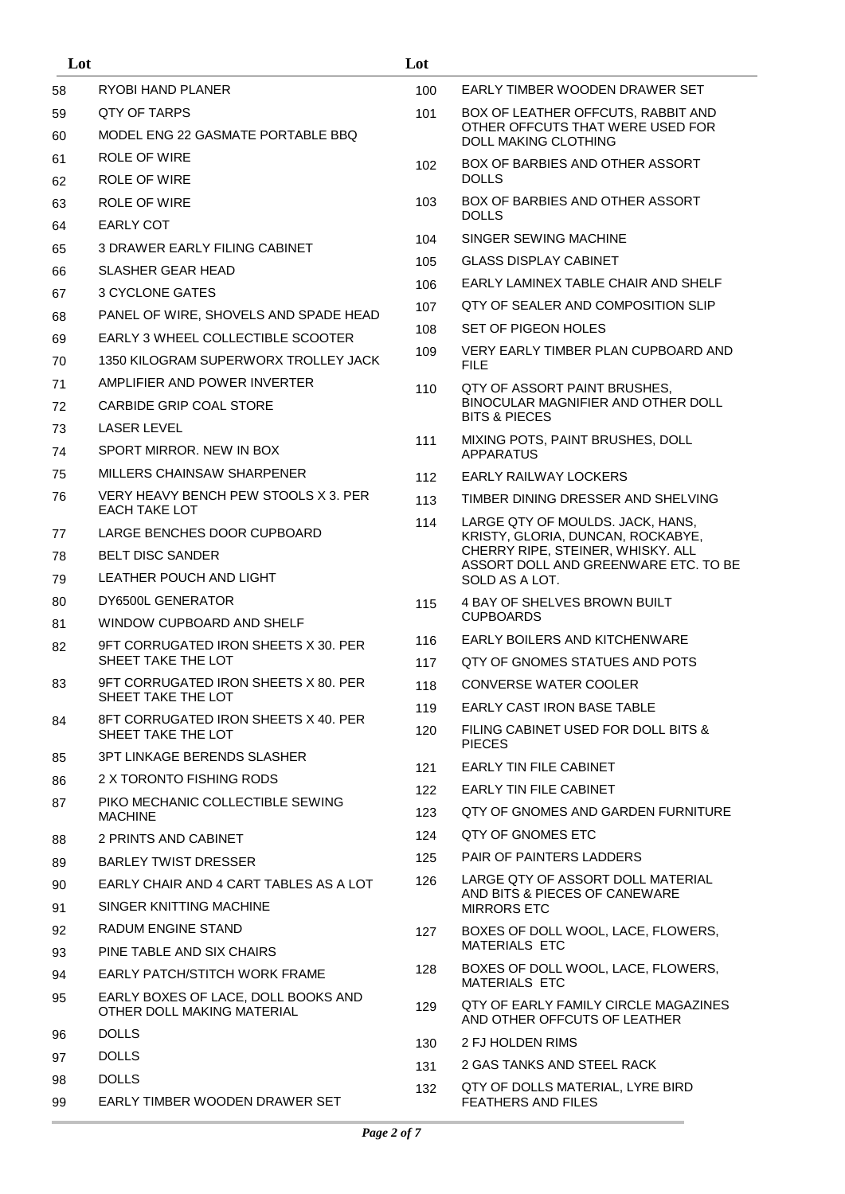| Lot | |
|---|---|
| 58 | RYOBI HAND PLANER |
| 59 | QTY OF TARPS |
| 60 | MODEL ENG 22 GASMATE PORTABLE BBQ |
| 61 | ROLE OF WIRE |
| 62 | ROLE OF WIRE |
| 63 | ROLE OF WIRE |
| 64 | EARLY COT |
| 65 | 3 DRAWER EARLY FILING CABINET |
| 66 | SLASHER GEAR HEAD |
| 67 | 3 CYCLONE GATES |
| 68 | PANEL OF WIRE, SHOVELS AND SPADE HEAD |
| 69 | EARLY 3 WHEEL COLLECTIBLE SCOOTER |
| 70 | 1350 KILOGRAM SUPERWORX TROLLEY JACK |
| 71 | AMPLIFIER AND POWER INVERTER |
| 72 | CARBIDE GRIP COAL STORE |
| 73 | LASER LEVEL |
| 74 | SPORT MIRROR. NEW IN BOX |
| 75 | MILLERS CHAINSAW SHARPENER |
| 76 | VERY HEAVY BENCH PEW STOOLS X 3. PER EACH TAKE LOT |
| 77 | LARGE BENCHES DOOR CUPBOARD |
| 78 | BELT DISC SANDER |
| 79 | LEATHER POUCH AND LIGHT |
| 80 | DY6500L GENERATOR |
| 81 | WINDOW CUPBOARD AND SHELF |
| 82 | 9FT CORRUGATED IRON SHEETS X 30. PER SHEET TAKE THE LOT |
| 83 | 9FT CORRUGATED IRON SHEETS X 80. PER SHEET TAKE THE LOT |
| 84 | 8FT CORRUGATED IRON SHEETS X 40. PER SHEET TAKE THE LOT |
| 85 | 3PT LINKAGE BERENDS SLASHER |
| 86 | 2 X TORONTO FISHING RODS |
| 87 | PIKO MECHANIC COLLECTIBLE SEWING MACHINE |
| 88 | 2 PRINTS AND CABINET |
| 89 | BARLEY TWIST DRESSER |
| 90 | EARLY CHAIR AND 4 CART TABLES AS A LOT |
| 91 | SINGER KNITTING MACHINE |
| 92 | RADUM ENGINE STAND |
| 93 | PINE TABLE AND SIX CHAIRS |
| 94 | EARLY PATCH/STITCH WORK FRAME |
| 95 | EARLY BOXES OF LACE, DOLL BOOKS AND OTHER DOLL MAKING MATERIAL |
| 96 | DOLLS |
| 97 | DOLLS |
| 98 | DOLLS |
| 99 | EARLY TIMBER WOODEN DRAWER SET |
| 100 | EARLY TIMBER WOODEN DRAWER SET |
| 101 | BOX OF LEATHER OFFCUTS, RABBIT AND OTHER OFFCUTS THAT WERE USED FOR DOLL MAKING CLOTHING |
| 102 | BOX OF BARBIES AND OTHER ASSORT DOLLS |
| 103 | BOX OF BARBIES AND OTHER ASSORT DOLLS |
| 104 | SINGER SEWING MACHINE |
| 105 | GLASS DISPLAY CABINET |
| 106 | EARLY LAMINEX TABLE CHAIR AND SHELF |
| 107 | QTY OF SEALER AND COMPOSITION SLIP |
| 108 | SET OF PIGEON HOLES |
| 109 | VERY EARLY TIMBER PLAN CUPBOARD AND FILE |
| 110 | QTY OF ASSORT PAINT BRUSHES, BINOCULAR MAGNIFIER AND OTHER DOLL BITS & PIECES |
| 111 | MIXING POTS, PAINT BRUSHES, DOLL APPARATUS |
| 112 | EARLY RAILWAY LOCKERS |
| 113 | TIMBER DINING DRESSER AND SHELVING |
| 114 | LARGE QTY OF MOULDS. JACK, HANS, KRISTY, GLORIA, DUNCAN, ROCKABYE, CHERRY RIPE, STEINER, WHISKY. ALL ASSORT DOLL AND GREENWARE ETC. TO BE SOLD AS A LOT. |
| 115 | 4 BAY OF SHELVES BROWN BUILT CUPBOARDS |
| 116 | EARLY BOILERS AND KITCHENWARE |
| 117 | QTY OF GNOMES STATUES AND POTS |
| 118 | CONVERSE WATER COOLER |
| 119 | EARLY CAST IRON BASE TABLE |
| 120 | FILING CABINET USED FOR DOLL BITS & PIECES |
| 121 | EARLY TIN FILE CABINET |
| 122 | EARLY TIN FILE CABINET |
| 123 | QTY OF GNOMES AND GARDEN FURNITURE |
| 124 | QTY OF GNOMES ETC |
| 125 | PAIR OF PAINTERS LADDERS |
| 126 | LARGE QTY OF ASSORT DOLL MATERIAL AND BITS & PIECES OF CANEWARE MIRRORS ETC |
| 127 | BOXES OF DOLL WOOL, LACE, FLOWERS, MATERIALS ETC |
| 128 | BOXES OF DOLL WOOL, LACE, FLOWERS, MATERIALS ETC |
| 129 | QTY OF EARLY FAMILY CIRCLE MAGAZINES AND OTHER OFFCUTS OF LEATHER |
| 130 | 2 FJ HOLDEN RIMS |
| 131 | 2 GAS TANKS AND STEEL RACK |
| 132 | QTY OF DOLLS MATERIAL, LYRE BIRD FEATHERS AND FILES |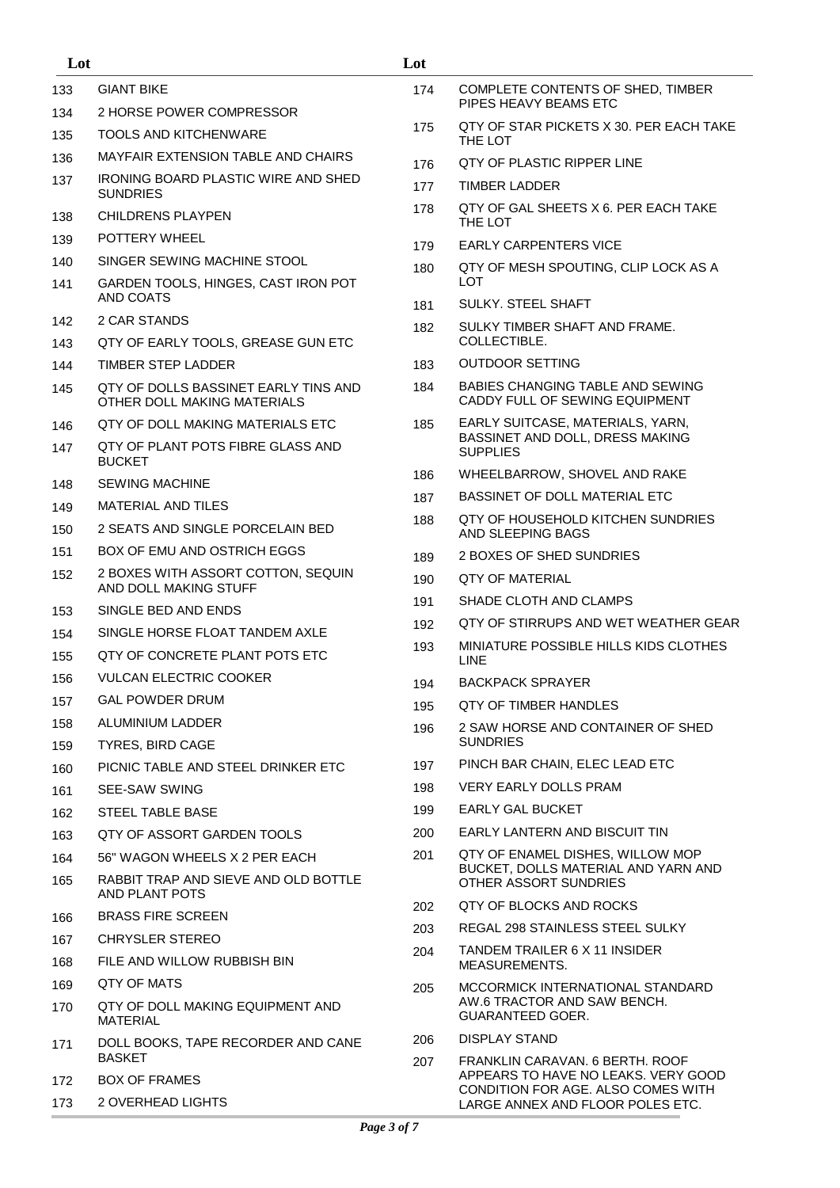| Lot | |
|---|---|
| 133 | GIANT BIKE |
| 134 | 2 HORSE POWER COMPRESSOR |
| 135 | TOOLS AND KITCHENWARE |
| 136 | MAYFAIR EXTENSION TABLE AND CHAIRS |
| 137 | IRONING BOARD PLASTIC WIRE AND SHED SUNDRIES |
| 138 | CHILDRENS PLAYPEN |
| 139 | POTTERY WHEEL |
| 140 | SINGER SEWING MACHINE STOOL |
| 141 | GARDEN TOOLS, HINGES, CAST IRON POT AND COATS |
| 142 | 2 CAR STANDS |
| 143 | QTY OF EARLY TOOLS, GREASE GUN ETC |
| 144 | TIMBER STEP LADDER |
| 145 | QTY OF DOLLS BASSINET EARLY TINS AND OTHER DOLL MAKING MATERIALS |
| 146 | QTY OF DOLL MAKING MATERIALS ETC |
| 147 | QTY OF PLANT POTS FIBRE GLASS AND BUCKET |
| 148 | SEWING MACHINE |
| 149 | MATERIAL AND TILES |
| 150 | 2 SEATS AND SINGLE PORCELAIN BED |
| 151 | BOX OF EMU AND OSTRICH EGGS |
| 152 | 2 BOXES WITH ASSORT COTTON, SEQUIN AND DOLL MAKING STUFF |
| 153 | SINGLE BED AND ENDS |
| 154 | SINGLE HORSE FLOAT TANDEM AXLE |
| 155 | QTY OF CONCRETE PLANT POTS ETC |
| 156 | VULCAN ELECTRIC COOKER |
| 157 | GAL POWDER DRUM |
| 158 | ALUMINIUM LADDER |
| 159 | TYRES, BIRD CAGE |
| 160 | PICNIC TABLE AND STEEL DRINKER ETC |
| 161 | SEE-SAW SWING |
| 162 | STEEL TABLE BASE |
| 163 | QTY OF ASSORT GARDEN TOOLS |
| 164 | 56" WAGON WHEELS X 2 PER EACH |
| 165 | RABBIT TRAP AND SIEVE AND OLD BOTTLE AND PLANT POTS |
| 166 | BRASS FIRE SCREEN |
| 167 | CHRYSLER STEREO |
| 168 | FILE AND WILLOW RUBBISH BIN |
| 169 | QTY OF MATS |
| 170 | QTY OF DOLL MAKING EQUIPMENT AND MATERIAL |
| 171 | DOLL BOOKS, TAPE RECORDER AND CANE BASKET |
| 172 | BOX OF FRAMES |
| 173 | 2 OVERHEAD LIGHTS |
| 174 | COMPLETE CONTENTS OF SHED, TIMBER PIPES HEAVY BEAMS ETC |
| 175 | QTY OF STAR PICKETS X 30. PER EACH TAKE THE LOT |
| 176 | QTY OF PLASTIC RIPPER LINE |
| 177 | TIMBER LADDER |
| 178 | QTY OF GAL SHEETS X 6. PER EACH TAKE THE LOT |
| 179 | EARLY CARPENTERS VICE |
| 180 | QTY OF MESH SPOUTING, CLIP LOCK AS A LOT |
| 181 | SULKY. STEEL SHAFT |
| 182 | SULKY TIMBER SHAFT AND FRAME. COLLECTIBLE. |
| 183 | OUTDOOR SETTING |
| 184 | BABIES CHANGING TABLE AND SEWING CADDY FULL OF SEWING EQUIPMENT |
| 185 | EARLY SUITCASE, MATERIALS, YARN, BASSINET AND DOLL, DRESS MAKING SUPPLIES |
| 186 | WHEELBARROW, SHOVEL AND RAKE |
| 187 | BASSINET OF DOLL MATERIAL ETC |
| 188 | QTY OF HOUSEHOLD KITCHEN SUNDRIES AND SLEEPING BAGS |
| 189 | 2 BOXES OF SHED SUNDRIES |
| 190 | QTY OF MATERIAL |
| 191 | SHADE CLOTH AND CLAMPS |
| 192 | QTY OF STIRRUPS AND WET WEATHER GEAR |
| 193 | MINIATURE POSSIBLE HILLS KIDS CLOTHES LINE |
| 194 | BACKPACK SPRAYER |
| 195 | QTY OF TIMBER HANDLES |
| 196 | 2 SAW HORSE AND CONTAINER OF SHED SUNDRIES |
| 197 | PINCH BAR CHAIN, ELEC LEAD ETC |
| 198 | VERY EARLY DOLLS PRAM |
| 199 | EARLY GAL BUCKET |
| 200 | EARLY LANTERN AND BISCUIT TIN |
| 201 | QTY OF ENAMEL DISHES, WILLOW MOP BUCKET, DOLLS MATERIAL AND YARN AND OTHER ASSORT SUNDRIES |
| 202 | QTY OF BLOCKS AND ROCKS |
| 203 | REGAL 298 STAINLESS STEEL SULKY |
| 204 | TANDEM TRAILER 6 X 11 INSIDER MEASUREMENTS. |
| 205 | MCCORMICK INTERNATIONAL STANDARD AW.6 TRACTOR AND SAW BENCH. GUARANTEED GOER. |
| 206 | DISPLAY STAND |
| 207 | FRANKLIN CARAVAN. 6 BERTH. ROOF APPEARS TO HAVE NO LEAKS. VERY GOOD CONDITION FOR AGE. ALSO COMES WITH LARGE ANNEX AND FLOOR POLES ETC. |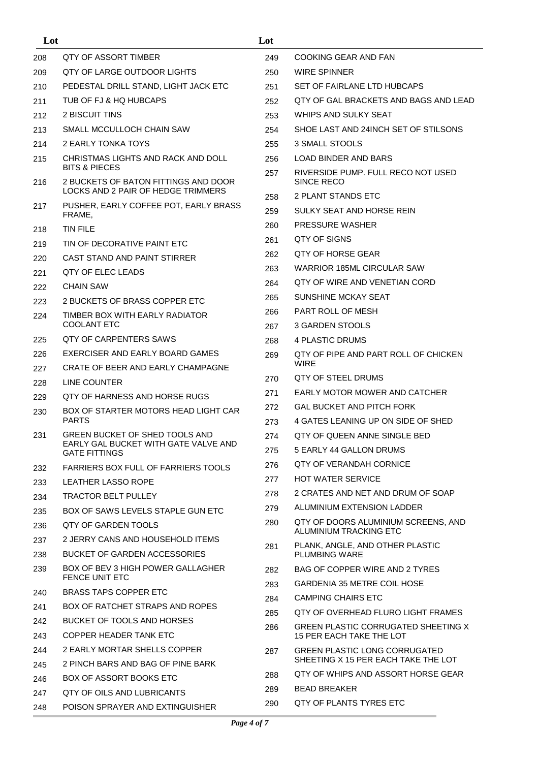| Lot | |
|---|---|
| 208 | QTY OF ASSORT TIMBER |
| 209 | QTY OF LARGE OUTDOOR LIGHTS |
| 210 | PEDESTAL DRILL STAND, LIGHT JACK ETC |
| 211 | TUB OF FJ & HQ HUBCAPS |
| 212 | 2 BISCUIT TINS |
| 213 | SMALL MCCULLOCH CHAIN SAW |
| 214 | 2 EARLY TONKA TOYS |
| 215 | CHRISTMAS LIGHTS AND RACK AND DOLL BITS & PIECES |
| 216 | 2 BUCKETS OF BATON FITTINGS AND DOOR LOCKS AND 2 PAIR OF HEDGE TRIMMERS |
| 217 | PUSHER, EARLY COFFEE POT, EARLY BRASS FRAME, |
| 218 | TIN FILE |
| 219 | TIN OF DECORATIVE PAINT ETC |
| 220 | CAST STAND AND PAINT STIRRER |
| 221 | QTY OF ELEC LEADS |
| 222 | CHAIN SAW |
| 223 | 2 BUCKETS OF BRASS COPPER ETC |
| 224 | TIMBER BOX WITH EARLY RADIATOR COOLANT ETC |
| 225 | QTY OF CARPENTERS SAWS |
| 226 | EXERCISER AND EARLY BOARD GAMES |
| 227 | CRATE OF BEER AND EARLY CHAMPAGNE |
| 228 | LINE COUNTER |
| 229 | QTY OF HARNESS AND HORSE RUGS |
| 230 | BOX OF STARTER MOTORS HEAD LIGHT CAR PARTS |
| 231 | GREEN BUCKET OF SHED TOOLS AND EARLY GAL BUCKET WITH GATE VALVE AND GATE FITTINGS |
| 232 | FARRIERS BOX FULL OF FARRIERS TOOLS |
| 233 | LEATHER LASSO ROPE |
| 234 | TRACTOR BELT PULLEY |
| 235 | BOX OF SAWS LEVELS STAPLE GUN ETC |
| 236 | QTY OF GARDEN TOOLS |
| 237 | 2 JERRY CANS AND HOUSEHOLD ITEMS |
| 238 | BUCKET OF GARDEN ACCESSORIES |
| 239 | BOX OF BEV 3 HIGH POWER GALLAGHER FENCE UNIT ETC |
| 240 | BRASS TAPS COPPER ETC |
| 241 | BOX OF RATCHET STRAPS AND ROPES |
| 242 | BUCKET OF TOOLS AND HORSES |
| 243 | COPPER HEADER TANK ETC |
| 244 | 2 EARLY MORTAR SHELLS COPPER |
| 245 | 2 PINCH BARS AND BAG OF PINE BARK |
| 246 | BOX OF ASSORT BOOKS ETC |
| 247 | QTY OF OILS AND LUBRICANTS |
| 248 | POISON SPRAYER AND EXTINGUISHER |
| 249 | COOKING GEAR AND FAN |
| 250 | WIRE SPINNER |
| 251 | SET OF FAIRLANE LTD HUBCAPS |
| 252 | QTY OF GAL BRACKETS AND BAGS AND LEAD |
| 253 | WHIPS AND SULKY SEAT |
| 254 | SHOE LAST AND 24INCH SET OF STILSONS |
| 255 | 3 SMALL STOOLS |
| 256 | LOAD BINDER AND BARS |
| 257 | RIVERSIDE PUMP. FULL RECO NOT USED SINCE RECO |
| 258 | 2 PLANT STANDS ETC |
| 259 | SULKY SEAT AND HORSE REIN |
| 260 | PRESSURE WASHER |
| 261 | QTY OF SIGNS |
| 262 | QTY OF HORSE GEAR |
| 263 | WARRIOR 185ML CIRCULAR SAW |
| 264 | QTY OF WIRE AND VENETIAN CORD |
| 265 | SUNSHINE MCKAY SEAT |
| 266 | PART ROLL OF MESH |
| 267 | 3 GARDEN STOOLS |
| 268 | 4 PLASTIC DRUMS |
| 269 | QTY OF PIPE AND PART ROLL OF CHICKEN WIRE |
| 270 | QTY OF STEEL DRUMS |
| 271 | EARLY MOTOR MOWER AND CATCHER |
| 272 | GAL BUCKET AND PITCH FORK |
| 273 | 4 GATES LEANING UP ON SIDE OF SHED |
| 274 | QTY OF QUEEN ANNE SINGLE BED |
| 275 | 5 EARLY 44 GALLON DRUMS |
| 276 | QTY OF VERANDAH CORNICE |
| 277 | HOT WATER SERVICE |
| 278 | 2 CRATES AND NET AND DRUM OF SOAP |
| 279 | ALUMINIUM EXTENSION LADDER |
| 280 | QTY OF DOORS ALUMINIUM SCREENS, AND ALUMINIUM TRACKING ETC |
| 281 | PLANK, ANGLE, AND OTHER PLASTIC PLUMBING WARE |
| 282 | BAG OF COPPER WIRE AND 2 TYRES |
| 283 | GARDENIA 35 METRE COIL HOSE |
| 284 | CAMPING CHAIRS ETC |
| 285 | QTY OF OVERHEAD FLURO LIGHT FRAMES |
| 286 | GREEN PLASTIC CORRUGATED SHEETING X 15 PER EACH TAKE THE LOT |
| 287 | GREEN PLASTIC LONG CORRUGATED SHEETING X 15 PER EACH TAKE THE LOT |
| 288 | QTY OF WHIPS AND ASSORT HORSE GEAR |
| 289 | BEAD BREAKER |
| 290 | QTY OF PLANTS TYRES ETC |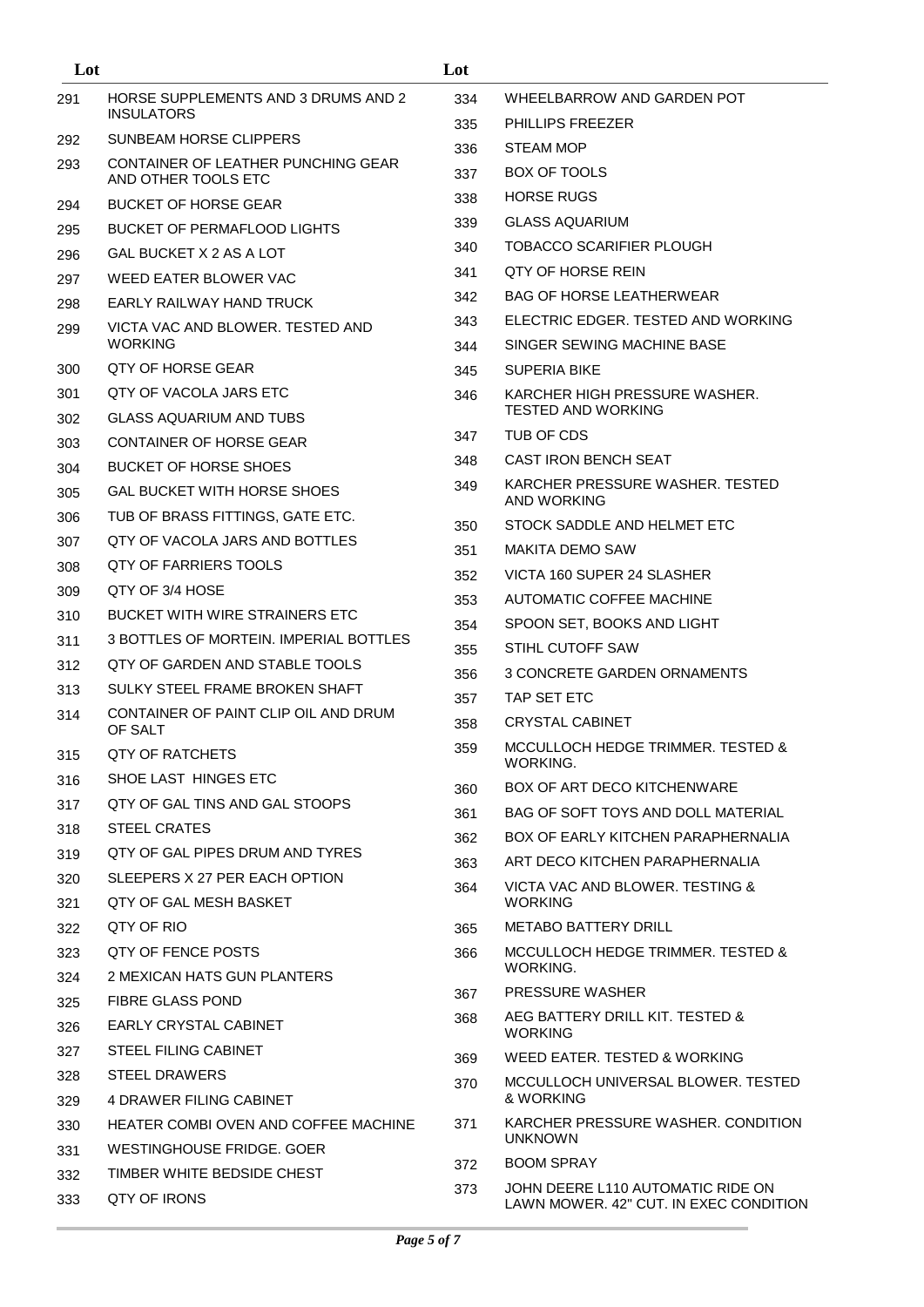| Lot | |
|---|---|
| 291 | HORSE SUPPLEMENTS AND 3 DRUMS AND 2 INSULATORS |
| 292 | SUNBEAM HORSE CLIPPERS |
| 293 | CONTAINER OF LEATHER PUNCHING GEAR AND OTHER TOOLS ETC |
| 294 | BUCKET OF HORSE GEAR |
| 295 | BUCKET OF PERMAFLOOD LIGHTS |
| 296 | GAL BUCKET X 2 AS A LOT |
| 297 | WEED EATER BLOWER VAC |
| 298 | EARLY RAILWAY HAND TRUCK |
| 299 | VICTA VAC AND BLOWER. TESTED AND WORKING |
| 300 | QTY OF HORSE GEAR |
| 301 | QTY OF VACOLA JARS ETC |
| 302 | GLASS AQUARIUM AND TUBS |
| 303 | CONTAINER OF HORSE GEAR |
| 304 | BUCKET OF HORSE SHOES |
| 305 | GAL BUCKET WITH HORSE SHOES |
| 306 | TUB OF BRASS FITTINGS, GATE ETC. |
| 307 | QTY OF VACOLA JARS AND BOTTLES |
| 308 | QTY OF FARRIERS TOOLS |
| 309 | QTY OF 3/4 HOSE |
| 310 | BUCKET WITH WIRE STRAINERS ETC |
| 311 | 3 BOTTLES OF MORTEIN. IMPERIAL BOTTLES |
| 312 | QTY OF GARDEN AND STABLE TOOLS |
| 313 | SULKY STEEL FRAME BROKEN SHAFT |
| 314 | CONTAINER OF PAINT CLIP OIL AND DRUM OF SALT |
| 315 | QTY OF RATCHETS |
| 316 | SHOE LAST HINGES ETC |
| 317 | QTY OF GAL TINS AND GAL STOOPS |
| 318 | STEEL CRATES |
| 319 | QTY OF GAL PIPES DRUM AND TYRES |
| 320 | SLEEPERS X 27 PER EACH OPTION |
| 321 | QTY OF GAL MESH BASKET |
| 322 | QTY OF RIO |
| 323 | QTY OF FENCE POSTS |
| 324 | 2 MEXICAN HATS GUN PLANTERS |
| 325 | FIBRE GLASS POND |
| 326 | EARLY CRYSTAL CABINET |
| 327 | STEEL FILING CABINET |
| 328 | STEEL DRAWERS |
| 329 | 4 DRAWER FILING CABINET |
| 330 | HEATER COMBI OVEN AND COFFEE MACHINE |
| 331 | WESTINGHOUSE FRIDGE. GOER |
| 332 | TIMBER WHITE BEDSIDE CHEST |
| 333 | QTY OF IRONS |
| 334 | WHEELBARROW AND GARDEN POT |
| 335 | PHILLIPS FREEZER |
| 336 | STEAM MOP |
| 337 | BOX OF TOOLS |
| 338 | HORSE RUGS |
| 339 | GLASS AQUARIUM |
| 340 | TOBACCO SCARIFIER PLOUGH |
| 341 | QTY OF HORSE REIN |
| 342 | BAG OF HORSE LEATHERWEAR |
| 343 | ELECTRIC EDGER. TESTED AND WORKING |
| 344 | SINGER SEWING MACHINE BASE |
| 345 | SUPERIA BIKE |
| 346 | KARCHER HIGH PRESSURE WASHER. TESTED AND WORKING |
| 347 | TUB OF CDS |
| 348 | CAST IRON BENCH SEAT |
| 349 | KARCHER PRESSURE WASHER. TESTED AND WORKING |
| 350 | STOCK SADDLE AND HELMET ETC |
| 351 | MAKITA DEMO SAW |
| 352 | VICTA 160 SUPER 24 SLASHER |
| 353 | AUTOMATIC COFFEE MACHINE |
| 354 | SPOON SET, BOOKS AND LIGHT |
| 355 | STIHL CUTOFF SAW |
| 356 | 3 CONCRETE GARDEN ORNAMENTS |
| 357 | TAP SET ETC |
| 358 | CRYSTAL CABINET |
| 359 | MCCULLOCH HEDGE TRIMMER. TESTED & WORKING. |
| 360 | BOX OF ART DECO KITCHENWARE |
| 361 | BAG OF SOFT TOYS AND DOLL MATERIAL |
| 362 | BOX OF EARLY KITCHEN PARAPHERNALIA |
| 363 | ART DECO KITCHEN PARAPHERNALIA |
| 364 | VICTA VAC AND BLOWER. TESTING & WORKING |
| 365 | METABO BATTERY DRILL |
| 366 | MCCULLOCH HEDGE TRIMMER. TESTED & WORKING. |
| 367 | PRESSURE WASHER |
| 368 | AEG BATTERY DRILL KIT. TESTED & WORKING |
| 369 | WEED EATER. TESTED & WORKING |
| 370 | MCCULLOCH UNIVERSAL BLOWER. TESTED & WORKING |
| 371 | KARCHER PRESSURE WASHER. CONDITION UNKNOWN |
| 372 | BOOM SPRAY |
| 373 | JOHN DEERE L110 AUTOMATIC RIDE ON LAWN MOWER. 42" CUT. IN EXEC CONDITION |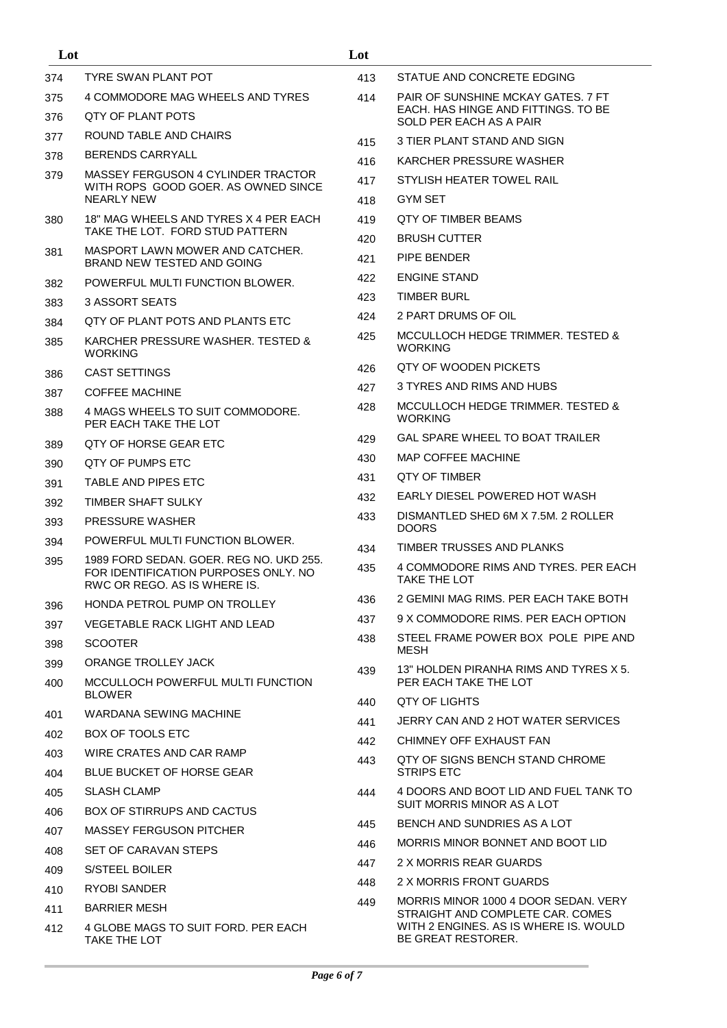| Lot | |
|---|---|
| 374 | TYRE SWAN PLANT POT |
| 375 | 4 COMMODORE MAG WHEELS AND TYRES |
| 376 | QTY OF PLANT POTS |
| 377 | ROUND TABLE AND CHAIRS |
| 378 | BERENDS CARRYALL |
| 379 | MASSEY FERGUSON 4 CYLINDER TRACTOR WITH ROPS GOOD GOER. AS OWNED SINCE NEARLY NEW |
| 380 | 18" MAG WHEELS AND TYRES X 4 PER EACH TAKE THE LOT. FORD STUD PATTERN |
| 381 | MASPORT LAWN MOWER AND CATCHER. BRAND NEW TESTED AND GOING |
| 382 | POWERFUL MULTI FUNCTION BLOWER. |
| 383 | 3 ASSORT SEATS |
| 384 | QTY OF PLANT POTS AND PLANTS ETC |
| 385 | KARCHER PRESSURE WASHER. TESTED & WORKING |
| 386 | CAST SETTINGS |
| 387 | COFFEE MACHINE |
| 388 | 4 MAGS WHEELS TO SUIT COMMODORE. PER EACH TAKE THE LOT |
| 389 | QTY OF HORSE GEAR ETC |
| 390 | QTY OF PUMPS ETC |
| 391 | TABLE AND PIPES ETC |
| 392 | TIMBER SHAFT SULKY |
| 393 | PRESSURE WASHER |
| 394 | POWERFUL MULTI FUNCTION BLOWER. |
| 395 | 1989 FORD SEDAN. GOER. REG NO. UKD 255. FOR IDENTIFICATION PURPOSES ONLY. NO RWC OR REGO. AS IS WHERE IS. |
| 396 | HONDA PETROL PUMP ON TROLLEY |
| 397 | VEGETABLE RACK LIGHT AND LEAD |
| 398 | SCOOTER |
| 399 | ORANGE TROLLEY JACK |
| 400 | MCCULLOCH POWERFUL MULTI FUNCTION BLOWER |
| 401 | WARDANA SEWING MACHINE |
| 402 | BOX OF TOOLS ETC |
| 403 | WIRE CRATES AND CAR RAMP |
| 404 | BLUE BUCKET OF HORSE GEAR |
| 405 | SLASH CLAMP |
| 406 | BOX OF STIRRUPS AND CACTUS |
| 407 | MASSEY FERGUSON PITCHER |
| 408 | SET OF CARAVAN STEPS |
| 409 | S/STEEL BOILER |
| 410 | RYOBI SANDER |
| 411 | BARRIER MESH |
| 412 | 4 GLOBE MAGS TO SUIT FORD. PER EACH TAKE THE LOT |
| 413 | STATUE AND CONCRETE EDGING |
| 414 | PAIR OF SUNSHINE MCKAY GATES. 7 FT EACH. HAS HINGE AND FITTINGS. TO BE SOLD PER EACH AS A PAIR |
| 415 | 3 TIER PLANT STAND AND SIGN |
| 416 | KARCHER PRESSURE WASHER |
| 417 | STYLISH HEATER TOWEL RAIL |
| 418 | GYM SET |
| 419 | QTY OF TIMBER BEAMS |
| 420 | BRUSH CUTTER |
| 421 | PIPE BENDER |
| 422 | ENGINE STAND |
| 423 | TIMBER BURL |
| 424 | 2 PART DRUMS OF OIL |
| 425 | MCCULLOCH HEDGE TRIMMER. TESTED & WORKING |
| 426 | QTY OF WOODEN PICKETS |
| 427 | 3 TYRES AND RIMS AND HUBS |
| 428 | MCCULLOCH HEDGE TRIMMER. TESTED & WORKING |
| 429 | GAL SPARE WHEEL TO BOAT TRAILER |
| 430 | MAP COFFEE MACHINE |
| 431 | QTY OF TIMBER |
| 432 | EARLY DIESEL POWERED HOT WASH |
| 433 | DISMANTLED SHED 6M X 7.5M. 2 ROLLER DOORS |
| 434 | TIMBER TRUSSES AND PLANKS |
| 435 | 4 COMMODORE RIMS AND TYRES. PER EACH TAKE THE LOT |
| 436 | 2 GEMINI MAG RIMS. PER EACH TAKE BOTH |
| 437 | 9 X COMMODORE RIMS. PER EACH OPTION |
| 438 | STEEL FRAME POWER BOX POLE PIPE AND MESH |
| 439 | 13" HOLDEN PIRANHA RIMS AND TYRES X 5. PER EACH TAKE THE LOT |
| 440 | QTY OF LIGHTS |
| 441 | JERRY CAN AND 2 HOT WATER SERVICES |
| 442 | CHIMNEY OFF EXHAUST FAN |
| 443 | QTY OF SIGNS BENCH STAND CHROME STRIPS ETC |
| 444 | 4 DOORS AND BOOT LID AND FUEL TANK TO SUIT MORRIS MINOR AS A LOT |
| 445 | BENCH AND SUNDRIES AS A LOT |
| 446 | MORRIS MINOR BONNET AND BOOT LID |
| 447 | 2 X MORRIS REAR GUARDS |
| 448 | 2 X MORRIS FRONT GUARDS |
| 449 | MORRIS MINOR 1000 4 DOOR SEDAN. VERY STRAIGHT AND COMPLETE CAR. COMES WITH 2 ENGINES. AS IS WHERE IS. WOULD BE GREAT RESTORER. |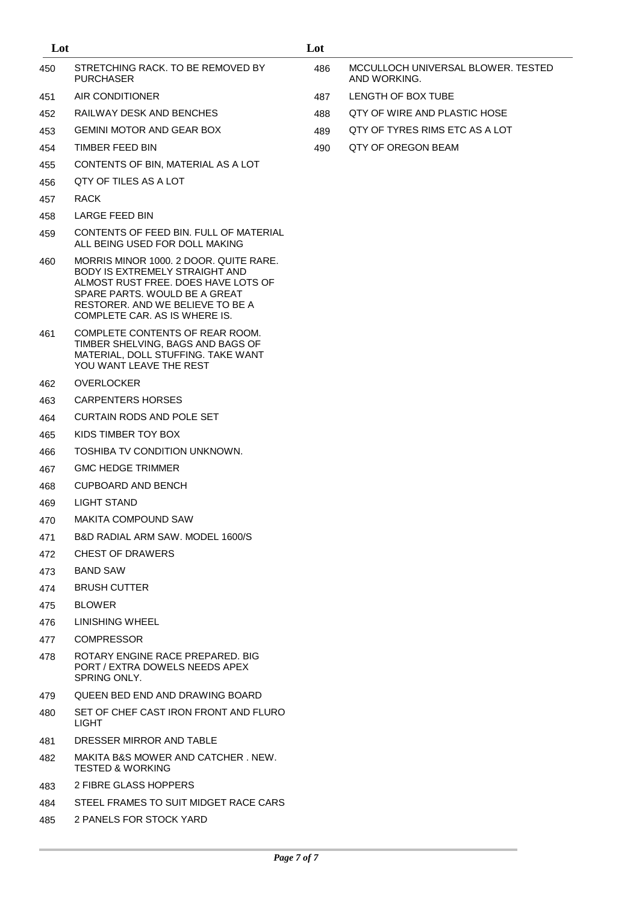| Lot | |
|---|---|
| 450 | STRETCHING RACK. TO BE REMOVED BY PURCHASER |
| 451 | AIR CONDITIONER |
| 452 | RAILWAY DESK AND BENCHES |
| 453 | GEMINI MOTOR AND GEAR BOX |
| 454 | TIMBER FEED BIN |
| 455 | CONTENTS OF BIN, MATERIAL AS A LOT |
| 456 | QTY OF TILES AS A LOT |
| 457 | RACK |
| 458 | LARGE FEED BIN |
| 459 | CONTENTS OF FEED BIN. FULL OF MATERIAL ALL BEING USED FOR DOLL MAKING |
| 460 | MORRIS MINOR 1000. 2 DOOR. QUITE RARE. BODY IS EXTREMELY STRAIGHT AND ALMOST RUST FREE. DOES HAVE LOTS OF SPARE PARTS. WOULD BE A GREAT RESTORER. AND WE BELIEVE TO BE A COMPLETE CAR. AS IS WHERE IS. |
| 461 | COMPLETE CONTENTS OF REAR ROOM. TIMBER SHELVING, BAGS AND BAGS OF MATERIAL, DOLL STUFFING. TAKE WANT YOU WANT LEAVE THE REST |
| 462 | OVERLOCKER |
| 463 | CARPENTERS HORSES |
| 464 | CURTAIN RODS AND POLE SET |
| 465 | KIDS TIMBER TOY BOX |
| 466 | TOSHIBA TV CONDITION UNKNOWN. |
| 467 | GMC HEDGE TRIMMER |
| 468 | CUPBOARD AND BENCH |
| 469 | LIGHT STAND |
| 470 | MAKITA COMPOUND SAW |
| 471 | B&D RADIAL ARM SAW. MODEL 1600/S |
| 472 | CHEST OF DRAWERS |
| 473 | BAND SAW |
| 474 | BRUSH CUTTER |
| 475 | BLOWER |
| 476 | LINISHING WHEEL |
| 477 | COMPRESSOR |
| 478 | ROTARY ENGINE RACE PREPARED. BIG PORT / EXTRA DOWELS NEEDS APEX SPRING ONLY. |
| 479 | QUEEN BED END AND DRAWING BOARD |
| 480 | SET OF CHEF CAST IRON FRONT AND FLURO LIGHT |
| 481 | DRESSER MIRROR AND TABLE |
| 482 | MAKITA B&S MOWER AND CATCHER . NEW. TESTED & WORKING |
| 483 | 2 FIBRE GLASS HOPPERS |
| 484 | STEEL FRAMES TO SUIT MIDGET RACE CARS |
| 485 | 2 PANELS FOR STOCK YARD |
| 486 | MCCULLOCH UNIVERSAL BLOWER. TESTED AND WORKING. |
| 487 | LENGTH OF BOX TUBE |
| 488 | QTY OF WIRE AND PLASTIC HOSE |
| 489 | QTY OF TYRES RIMS ETC AS A LOT |
| 490 | QTY OF OREGON BEAM |